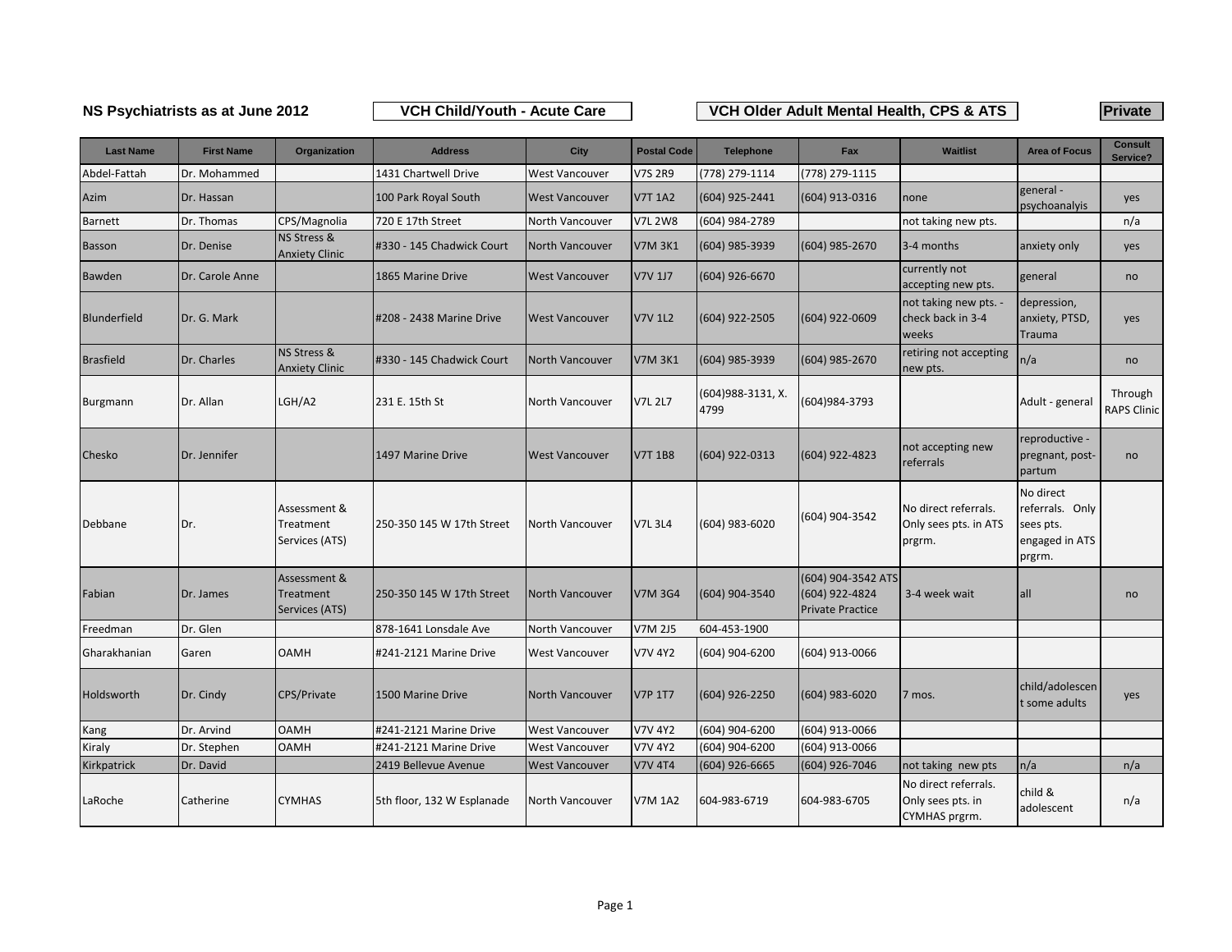**NS Psychiatrists as at June 2012** | VCH Child/Youth - Acute Care | VCH Older Adult Mental Health, CPS & ATS | **Private**

| Last Name | First Name | Organization | Address | City | Postal Code | Telephone | Fax | Waitlist | Area of Focus | Consult Service? |
|---|---|---|---|---|---|---|---|---|---|---|
| Abdel-Fattah | Dr. Mohammed | | 1431 Chartwell Drive | West Vancouver | V7S 2R9 | (778) 279-1114 | (778) 279-1115 | | | |
| Azim | Dr. Hassan | | 100 Park Royal South | West Vancouver | V7T 1A2 | (604) 925-2441 | (604) 913-0316 | none | general - psychoanalyis | yes |
| Barnett | Dr. Thomas | CPS/Magnolia | 720 E 17th Street | North Vancouver | V7L 2W8 | (604) 984-2789 | | not taking new pts. | | n/a |
| Basson | Dr. Denise | NS Stress & Anxiety Clinic | #330 - 145 Chadwick Court | North Vancouver | V7M 3K1 | (604) 985-3939 | (604) 985-2670 | 3-4 months | anxiety only | yes |
| Bawden | Dr. Carole Anne | | 1865 Marine Drive | West Vancouver | V7V 1J7 | (604) 926-6670 | | currently not accepting new pts. | general | no |
| Blunderfield | Dr. G. Mark | | #208 - 2438 Marine Drive | West Vancouver | V7V 1L2 | (604) 922-2505 | (604) 922-0609 | not taking new pts. - check back in 3-4 weeks | depression, anxiety, PTSD, Trauma | yes |
| Brasfield | Dr. Charles | NS Stress & Anxiety Clinic | #330 - 145 Chadwick Court | North Vancouver | V7M 3K1 | (604) 985-3939 | (604) 985-2670 | retiring not accepting new pts. | n/a | no |
| Burgmann | Dr. Allan | LGH/A2 | 231 E. 15th St | North Vancouver | V7L 2L7 | (604)988-3131, X. 4799 | (604)984-3793 | | Adult - general | Through RAPS Clinic |
| Chesko | Dr. Jennifer | | 1497 Marine Drive | West Vancouver | V7T 1B8 | (604) 922-0313 | (604) 922-4823 | not accepting new referrals | reproductive - pregnant, post-partum | no |
| Debbane | Dr. | Assessment & Treatment Services (ATS) | 250-350 145 W 17th Street | North Vancouver | V7L 3L4 | (604) 983-6020 | (604) 904-3542 | No direct referrals. Only sees pts. in ATS prgrm. | No direct referrals. Only sees pts. engaged in ATS prgrm. | |
| Fabian | Dr. James | Assessment & Treatment Services (ATS) | 250-350 145 W 17th Street | North Vancouver | V7M 3G4 | (604) 904-3540 | (604) 904-3542 ATS (604) 922-4824 Private Practice | 3-4 week wait | all | no |
| Freedman | Dr. Glen | | 878-1641 Lonsdale Ave | North Vancouver | V7M 2J5 | 604-453-1900 | | | | |
| Gharakhanian | Garen | OAMH | #241-2121 Marine Drive | West Vancouver | V7V 4Y2 | (604) 904-6200 | (604) 913-0066 | | | |
| Holdsworth | Dr. Cindy | CPS/Private | 1500 Marine Drive | North Vancouver | V7P 1T7 | (604) 926-2250 | (604) 983-6020 | 7 mos. | child/adolescent some adults | yes |
| Kang | Dr. Arvind | OAMH | #241-2121 Marine Drive | West Vancouver | V7V 4Y2 | (604) 904-6200 | (604) 913-0066 | | | |
| Kiraly | Dr. Stephen | OAMH | #241-2121 Marine Drive | West Vancouver | V7V 4Y2 | (604) 904-6200 | (604) 913-0066 | | | |
| Kirkpatrick | Dr. David | | 2419 Bellevue Avenue | West Vancouver | V7V 4T4 | (604) 926-6665 | (604) 926-7046 | not taking new pts | n/a | n/a |
| LaRoche | Catherine | CYMHAS | 5th floor, 132 W Esplanade | North Vancouver | V7M 1A2 | 604-983-6719 | 604-983-6705 | No direct referrals. Only sees pts. in CYMHAS prgrm. | child & adolescent | n/a |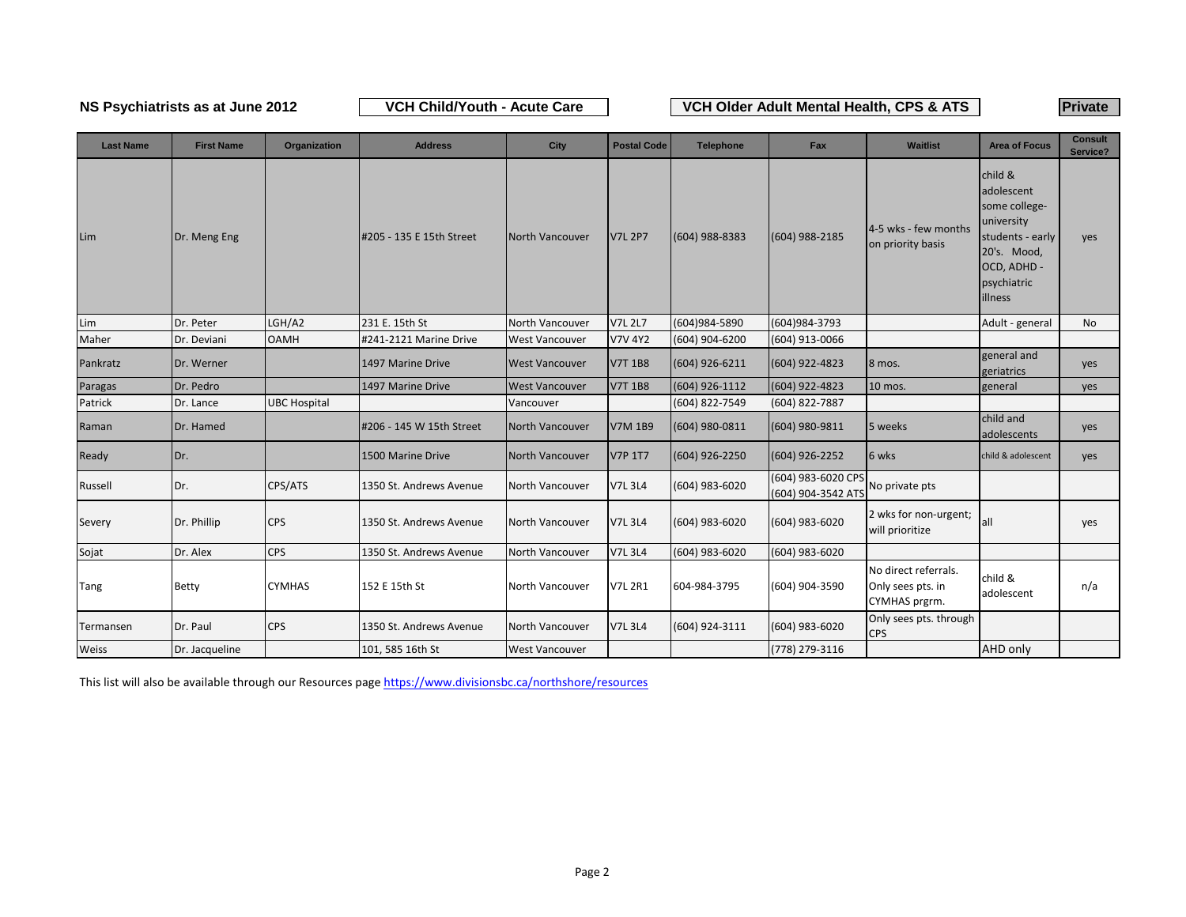**NS Psychiatrists as at June 2012** | **VCH Child/Youth - Acute Care** | **VCH Older Adult Mental Health, CPS & ATS** | **Private**

| Last Name | First Name | Organization | Address | City | Postal Code | Telephone | Fax | Waitlist | Area of Focus | Consult Service? |
|---|---|---|---|---|---|---|---|---|---|---|
| Lim | Dr. Meng Eng | | #205 - 135 E 15th Street | North Vancouver | V7L 2P7 | (604) 988-8383 | (604) 988-2185 | 4-5 wks - few months on priority basis | child & adolescent some college-university students - early 20's. Mood, OCD, ADHD - psychiatric illness | yes |
| Lim | Dr. Peter | LGH/A2 | 231 E. 15th St | North Vancouver | V7L 2L7 | (604)984-5890 | (604)984-3793 | | Adult - general | No |
| Maher | Dr. Deviani | OAMH | #241-2121 Marine Drive | West Vancouver | V7V 4Y2 | (604) 904-6200 | (604) 913-0066 | | | |
| Pankratz | Dr. Werner | | 1497 Marine Drive | West Vancouver | V7T 1B8 | (604) 926-6211 | (604) 922-4823 | 8 mos. | general and geriatrics | yes |
| Paragas | Dr. Pedro | | 1497 Marine Drive | West Vancouver | V7T 1B8 | (604) 926-1112 | (604) 922-4823 | 10 mos. | general | yes |
| Patrick | Dr. Lance | UBC Hospital | | Vancouver | | (604) 822-7549 | (604) 822-7887 | | | |
| Raman | Dr. Hamed | | #206 - 145 W 15th Street | North Vancouver | V7M 1B9 | (604) 980-0811 | (604) 980-9811 | 5 weeks | child and adolescents | yes |
| Ready | Dr. | | 1500 Marine Drive | North Vancouver | V7P 1T7 | (604) 926-2250 | (604) 926-2252 | 6 wks | child & adolescent | yes |
| Russell | Dr. | CPS/ATS | 1350 St. Andrews Avenue | North Vancouver | V7L 3L4 | (604) 983-6020 | (604) 983-6020 CPS (604) 904-3542 ATS | No private pts | | |
| Severy | Dr. Phillip | CPS | 1350 St. Andrews Avenue | North Vancouver | V7L 3L4 | (604) 983-6020 | (604) 983-6020 | 2 wks for non-urgent; will prioritize | all | yes |
| Sojat | Dr. Alex | CPS | 1350 St. Andrews Avenue | North Vancouver | V7L 3L4 | (604) 983-6020 | (604) 983-6020 | | | |
| Tang | Betty | CYMHAS | 152 E 15th St | North Vancouver | V7L 2R1 | 604-984-3795 | (604) 904-3590 | No direct referrals. Only sees pts. in CYMHAS prgrm. | child & adolescent | n/a |
| Termansen | Dr. Paul | CPS | 1350 St. Andrews Avenue | North Vancouver | V7L 3L4 | (604) 924-3111 | (604) 983-6020 | Only sees pts. through CPS | | |
| Weiss | Dr. Jacqueline | | 101, 585 16th St | West Vancouver | | | (778) 279-3116 | | AHD only | |

This list will also be available through our Resources page https://www.divisionsbc.ca/northshore/resources